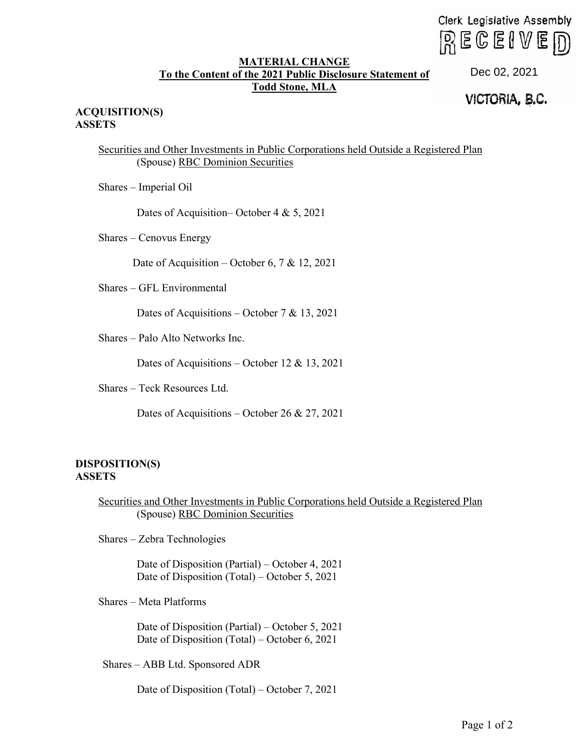Clerk Legislative Assembly
RECEIVED
Dec 02, 2021
VICTORIA, B.C.

**MATERIAL CHANGE**
**To the Content of the 2021 Public Disclosure Statement of**
**Todd Stone, MLA**

**ACQUISITION(S)**
**ASSETS**

Securities and Other Investments in Public Corporations held Outside a Registered Plan
(Spouse) RBC Dominion Securities

Shares – Imperial Oil

Dates of Acquisition– October 4 & 5, 2021

Shares – Cenovus Energy

Date of Acquisition – October 6, 7 & 12, 2021

Shares – GFL Environmental

Dates of Acquisitions – October 7 & 13, 2021

Shares – Palo Alto Networks Inc.

Dates of Acquisitions – October 12 & 13, 2021

Shares – Teck Resources Ltd.

Dates of Acquisitions – October 26 & 27, 2021

**DISPOSITION(S)**
**ASSETS**

Securities and Other Investments in Public Corporations held Outside a Registered Plan
(Spouse) RBC Dominion Securities

Shares – Zebra Technologies

Date of Disposition (Partial) – October 4, 2021
Date of Disposition (Total) – October 5, 2021

Shares – Meta Platforms

Date of Disposition (Partial) – October 5, 2021
Date of Disposition (Total) – October 6, 2021

Shares – ABB Ltd. Sponsored ADR

Date of Disposition (Total) – October 7, 2021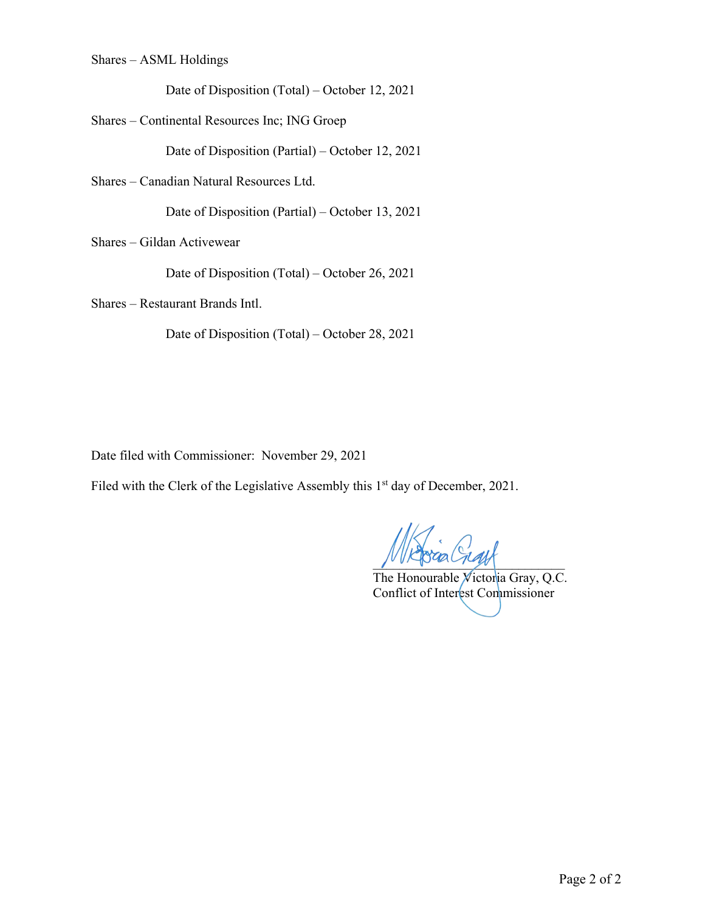Shares – ASML Holdings

Date of Disposition (Total) – October 12, 2021

Shares – Continental Resources Inc; ING Groep

Date of Disposition (Partial) – October 12, 2021

Shares – Canadian Natural Resources Ltd.

Date of Disposition (Partial) – October 13, 2021

Shares – Gildan Activewear

Date of Disposition (Total) – October 26, 2021

Shares – Restaurant Brands Intl.

Date of Disposition (Total) – October 28, 2021

Date filed with Commissioner: November 29, 2021

Filed with the Clerk of the Legislative Assembly this 1st day of December, 2021.

The Honourable Victoria Gray, Q.C.
Conflict of Interest Commissioner